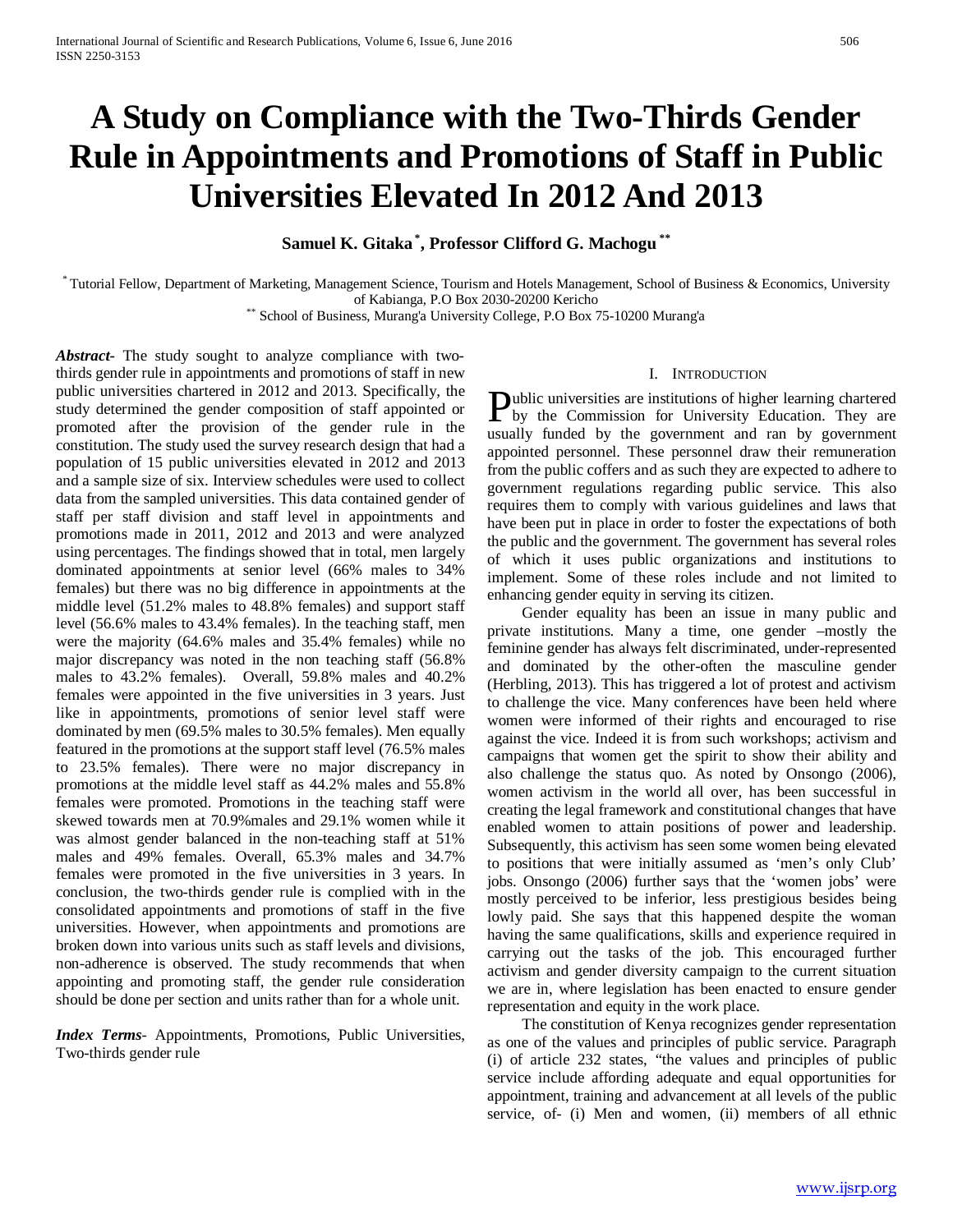# A Study on Compliance with the Two-Thirds Gender Rule in Appointments and Promotions of Staff in Public Universities Elevated In 2012 And 2013

**Samuel K. Gitaka [*], Professor Clifford G. Machogu [**]**

[*] Tutorial Fellow, Department of Marketing, Management Science, Tourism and Hotels Management, School of Business & Economics, University of Kabianga, P.O Box 2030-20200 Kericho
[**] School of Business, Murang'a University College, P.O Box 75-10200 Murang'a

***Abstract*-** The study sought to analyze compliance with two-thirds gender rule in appointments and promotions of staff in new public universities chartered in 2012 and 2013. Specifically, the study determined the gender composition of staff appointed or promoted after the provision of the gender rule in the constitution. The study used the survey research design that had a population of 15 public universities elevated in 2012 and 2013 and a sample size of six. Interview schedules were used to collect data from the sampled universities. This data contained gender of staff per staff division and staff level in appointments and promotions made in 2011, 2012 and 2013 and were analyzed using percentages. The findings showed that in total, men largely dominated appointments at senior level (66% males to 34% females) but there was no big difference in appointments at the middle level (51.2% males to 48.8% females) and support staff level (56.6% males to 43.4% females). In the teaching staff, men were the majority (64.6% males and 35.4% females) while no major discrepancy was noted in the non teaching staff (56.8% males to 43.2% females). Overall, 59.8% males and 40.2% females were appointed in the five universities in 3 years. Just like in appointments, promotions of senior level staff were dominated by men (69.5% males to 30.5% females). Men equally featured in the promotions at the support staff level (76.5% males to 23.5% females). There were no major discrepancy in promotions at the middle level staff as 44.2% males and 55.8% females were promoted. Promotions in the teaching staff were skewed towards men at 70.9%males and 29.1% women while it was almost gender balanced in the non-teaching staff at 51% males and 49% females. Overall, 65.3% males and 34.7% females were promoted in the five universities in 3 years. In conclusion, the two-thirds gender rule is complied with in the consolidated appointments and promotions of staff in the five universities. However, when appointments and promotions are broken down into various units such as staff levels and divisions, non-adherence is observed. The study recommends that when appointing and promoting staff, the gender rule consideration should be done per section and units rather than for a whole unit.

***Index Terms*-** Appointments, Promotions, Public Universities, Two-thirds gender rule

## I. Introduction

Public universities are institutions of higher learning chartered by the Commission for University Education. They are usually funded by the government and ran by government appointed personnel. These personnel draw their remuneration from the public coffers and as such they are expected to adhere to government regulations regarding public service. This also requires them to comply with various guidelines and laws that have been put in place in order to foster the expectations of both the public and the government. The government has several roles of which it uses public organizations and institutions to implement. Some of these roles include and not limited to enhancing gender equity in serving its citizen.

Gender equality has been an issue in many public and private institutions. Many a time, one gender –mostly the feminine gender has always felt discriminated, under-represented and dominated by the other-often the masculine gender (Herbling, 2013). This has triggered a lot of protest and activism to challenge the vice. Many conferences have been held where women were informed of their rights and encouraged to rise against the vice. Indeed it is from such workshops; activism and campaigns that women get the spirit to show their ability and also challenge the status quo. As noted by Onsongo (2006), women activism in the world all over, has been successful in creating the legal framework and constitutional changes that have enabled women to attain positions of power and leadership. Subsequently, this activism has seen some women being elevated to positions that were initially assumed as 'men's only Club' jobs. Onsongo (2006) further says that the 'women jobs' were mostly perceived to be inferior, less prestigious besides being lowly paid. She says that this happened despite the woman having the same qualifications, skills and experience required in carrying out the tasks of the job. This encouraged further activism and gender diversity campaign to the current situation we are in, where legislation has been enacted to ensure gender representation and equity in the work place.

The constitution of Kenya recognizes gender representation as one of the values and principles of public service. Paragraph (i) of article 232 states, "the values and principles of public service include affording adequate and equal opportunities for appointment, training and advancement at all levels of the public service, of- (i) Men and women, (ii) members of all ethnic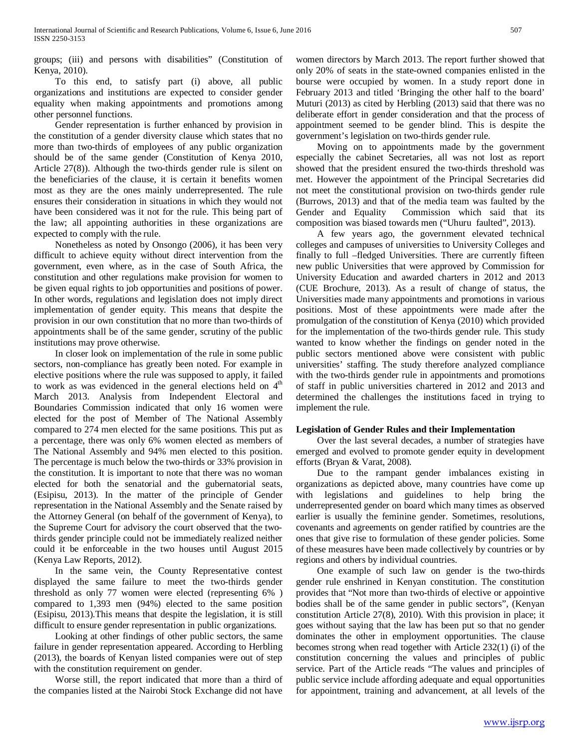groups; (iii) and persons with disabilities" (Constitution of Kenya, 2010).

To this end, to satisfy part (i) above, all public organizations and institutions are expected to consider gender equality when making appointments and promotions among other personnel functions.

Gender representation is further enhanced by provision in the constitution of a gender diversity clause which states that no more than two-thirds of employees of any public organization should be of the same gender (Constitution of Kenya 2010, Article 27(8)). Although the two-thirds gender rule is silent on the beneficiaries of the clause, it is certain it benefits women most as they are the ones mainly underrepresented. The rule ensures their consideration in situations in which they would not have been considered was it not for the rule. This being part of the law; all appointing authorities in these organizations are expected to comply with the rule.

Nonetheless as noted by Onsongo (2006), it has been very difficult to achieve equity without direct intervention from the government, even where, as in the case of South Africa, the constitution and other regulations make provision for women to be given equal rights to job opportunities and positions of power. In other words, regulations and legislation does not imply direct implementation of gender equity. This means that despite the provision in our own constitution that no more than two-thirds of appointments shall be of the same gender, scrutiny of the public institutions may prove otherwise.

In closer look on implementation of the rule in some public sectors, non-compliance has greatly been noted. For example in elective positions where the rule was supposed to apply, it failed to work as was evidenced in the general elections held on 4th March 2013. Analysis from Independent Electoral and Boundaries Commission indicated that only 16 women were elected for the post of Member of The National Assembly compared to 274 men elected for the same positions. This put as a percentage, there was only 6% women elected as members of The National Assembly and 94% men elected to this position. The percentage is much below the two-thirds or 33% provision in the constitution. It is important to note that there was no woman elected for both the senatorial and the gubernatorial seats, (Esipisu, 2013). In the matter of the principle of Gender representation in the National Assembly and the Senate raised by the Attorney General (on behalf of the government of Kenya), to the Supreme Court for advisory the court observed that the two-thirds gender principle could not be immediately realized neither could it be enforceable in the two houses until August 2015 (Kenya Law Reports, 2012).

In the same vein, the County Representative contest displayed the same failure to meet the two-thirds gender threshold as only 77 women were elected (representing 6% ) compared to 1,393 men (94%) elected to the same position (Esipisu, 2013).This means that despite the legislation, it is still difficult to ensure gender representation in public organizations.

Looking at other findings of other public sectors, the same failure in gender representation appeared. According to Herbling (2013), the boards of Kenyan listed companies were out of step with the constitution requirement on gender.

Worse still, the report indicated that more than a third of the companies listed at the Nairobi Stock Exchange did not have women directors by March 2013. The report further showed that only 20% of seats in the state-owned companies enlisted in the bourse were occupied by women. In a study report done in February 2013 and titled 'Bringing the other half to the board' Muturi (2013) as cited by Herbling (2013) said that there was no deliberate effort in gender consideration and that the process of appointment seemed to be gender blind. This is despite the government's legislation on two-thirds gender rule.

Moving on to appointments made by the government especially the cabinet Secretaries, all was not lost as report showed that the president ensured the two-thirds threshold was met. However the appointment of the Principal Secretaries did not meet the constitutional provision on two-thirds gender rule (Burrows, 2013) and that of the media team was faulted by the Gender and Equality Commission which said that its composition was biased towards men ("Uhuru faulted", 2013).

A few years ago, the government elevated technical colleges and campuses of universities to University Colleges and finally to full –fledged Universities. There are currently fifteen new public Universities that were approved by Commission for University Education and awarded charters in 2012 and 2013 (CUE Brochure, 2013). As a result of change of status, the Universities made many appointments and promotions in various positions. Most of these appointments were made after the promulgation of the constitution of Kenya (2010) which provided for the implementation of the two-thirds gender rule. This study wanted to know whether the findings on gender noted in the public sectors mentioned above were consistent with public universities' staffing. The study therefore analyzed compliance with the two-thirds gender rule in appointments and promotions of staff in public universities chartered in 2012 and 2013 and determined the challenges the institutions faced in trying to implement the rule.

**Legislation of Gender Rules and their Implementation**

Over the last several decades, a number of strategies have emerged and evolved to promote gender equity in development efforts (Bryan & Varat, 2008).

Due to the rampant gender imbalances existing in organizations as depicted above, many countries have come up with legislations and guidelines to help bring the underrepresented gender on board which many times as observed earlier is usually the feminine gender. Sometimes, resolutions, covenants and agreements on gender ratified by countries are the ones that give rise to formulation of these gender policies. Some of these measures have been made collectively by countries or by regions and others by individual countries.

One example of such law on gender is the two-thirds gender rule enshrined in Kenyan constitution. The constitution provides that "Not more than two-thirds of elective or appointive bodies shall be of the same gender in public sectors", (Kenyan constitution Article 27(8), 2010). With this provision in place; it goes without saying that the law has been put so that no gender dominates the other in employment opportunities. The clause becomes strong when read together with Article 232(1) (i) of the constitution concerning the values and principles of public service. Part of the Article reads "The values and principles of public service include affording adequate and equal opportunities for appointment, training and advancement, at all levels of the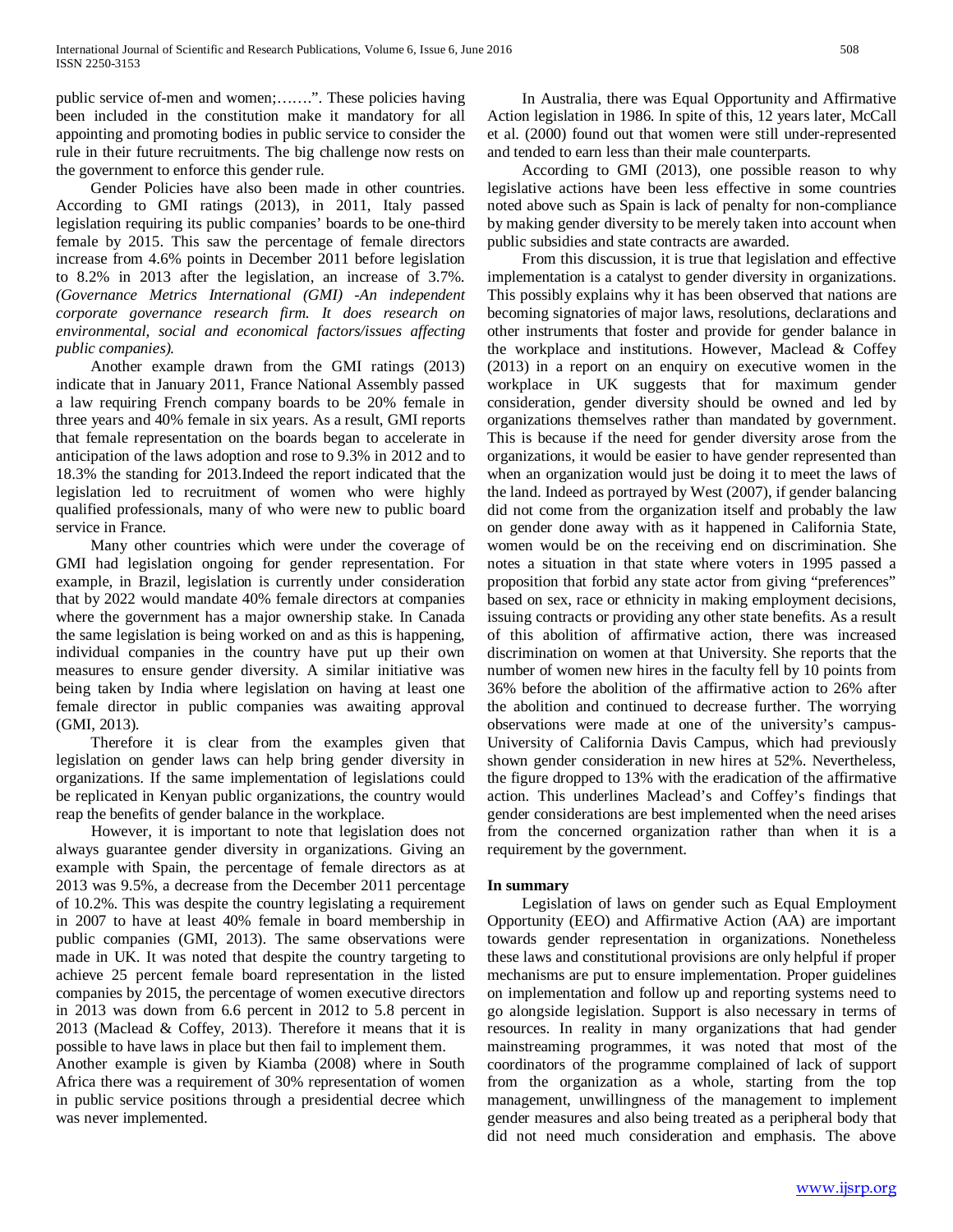public service of-men and women;…….". These policies having been included in the constitution make it mandatory for all appointing and promoting bodies in public service to consider the rule in their future recruitments. The big challenge now rests on the government to enforce this gender rule.

Gender Policies have also been made in other countries. According to GMI ratings (2013), in 2011, Italy passed legislation requiring its public companies' boards to be one-third female by 2015. This saw the percentage of female directors increase from 4.6% points in December 2011 before legislation to 8.2% in 2013 after the legislation, an increase of 3.7%. *(Governance Metrics International (GMI) -An independent corporate governance research firm. It does research on environmental, social and economical factors/issues affecting public companies).*

Another example drawn from the GMI ratings (2013) indicate that in January 2011, France National Assembly passed a law requiring French company boards to be 20% female in three years and 40% female in six years. As a result, GMI reports that female representation on the boards began to accelerate in anticipation of the laws adoption and rose to 9.3% in 2012 and to 18.3% the standing for 2013.Indeed the report indicated that the legislation led to recruitment of women who were highly qualified professionals, many of who were new to public board service in France.

Many other countries which were under the coverage of GMI had legislation ongoing for gender representation. For example, in Brazil, legislation is currently under consideration that by 2022 would mandate 40% female directors at companies where the government has a major ownership stake. In Canada the same legislation is being worked on and as this is happening, individual companies in the country have put up their own measures to ensure gender diversity. A similar initiative was being taken by India where legislation on having at least one female director in public companies was awaiting approval (GMI, 2013).

Therefore it is clear from the examples given that legislation on gender laws can help bring gender diversity in organizations. If the same implementation of legislations could be replicated in Kenyan public organizations, the country would reap the benefits of gender balance in the workplace.

However, it is important to note that legislation does not always guarantee gender diversity in organizations. Giving an example with Spain, the percentage of female directors as at 2013 was 9.5%, a decrease from the December 2011 percentage of 10.2%. This was despite the country legislating a requirement in 2007 to have at least 40% female in board membership in public companies (GMI, 2013). The same observations were made in UK. It was noted that despite the country targeting to achieve 25 percent female board representation in the listed companies by 2015, the percentage of women executive directors in 2013 was down from 6.6 percent in 2012 to 5.8 percent in 2013 (Maclead & Coffey, 2013). Therefore it means that it is possible to have laws in place but then fail to implement them.
Another example is given by Kiamba (2008) where in South Africa there was a requirement of 30% representation of women in public service positions through a presidential decree which was never implemented.

In Australia, there was Equal Opportunity and Affirmative Action legislation in 1986. In spite of this, 12 years later, McCall et al. (2000) found out that women were still under-represented and tended to earn less than their male counterparts.

According to GMI (2013), one possible reason to why legislative actions have been less effective in some countries noted above such as Spain is lack of penalty for non-compliance by making gender diversity to be merely taken into account when public subsidies and state contracts are awarded.

From this discussion, it is true that legislation and effective implementation is a catalyst to gender diversity in organizations. This possibly explains why it has been observed that nations are becoming signatories of major laws, resolutions, declarations and other instruments that foster and provide for gender balance in the workplace and institutions. However, Maclead & Coffey (2013) in a report on an enquiry on executive women in the workplace in UK suggests that for maximum gender consideration, gender diversity should be owned and led by organizations themselves rather than mandated by government. This is because if the need for gender diversity arose from the organizations, it would be easier to have gender represented than when an organization would just be doing it to meet the laws of the land. Indeed as portrayed by West (2007), if gender balancing did not come from the organization itself and probably the law on gender done away with as it happened in California State, women would be on the receiving end on discrimination. She notes a situation in that state where voters in 1995 passed a proposition that forbid any state actor from giving "preferences" based on sex, race or ethnicity in making employment decisions, issuing contracts or providing any other state benefits. As a result of this abolition of affirmative action, there was increased discrimination on women at that University. She reports that the number of women new hires in the faculty fell by 10 points from 36% before the abolition of the affirmative action to 26% after the abolition and continued to decrease further. The worrying observations were made at one of the university's campus-University of California Davis Campus, which had previously shown gender consideration in new hires at 52%. Nevertheless, the figure dropped to 13% with the eradication of the affirmative action. This underlines Maclead's and Coffey's findings that gender considerations are best implemented when the need arises from the concerned organization rather than when it is a requirement by the government.

**In summary**

Legislation of laws on gender such as Equal Employment Opportunity (EEO) and Affirmative Action (AA) are important towards gender representation in organizations. Nonetheless these laws and constitutional provisions are only helpful if proper mechanisms are put to ensure implementation. Proper guidelines on implementation and follow up and reporting systems need to go alongside legislation. Support is also necessary in terms of resources. In reality in many organizations that had gender mainstreaming programmes, it was noted that most of the coordinators of the programme complained of lack of support from the organization as a whole, starting from the top management, unwillingness of the management to implement gender measures and also being treated as a peripheral body that did not need much consideration and emphasis. The above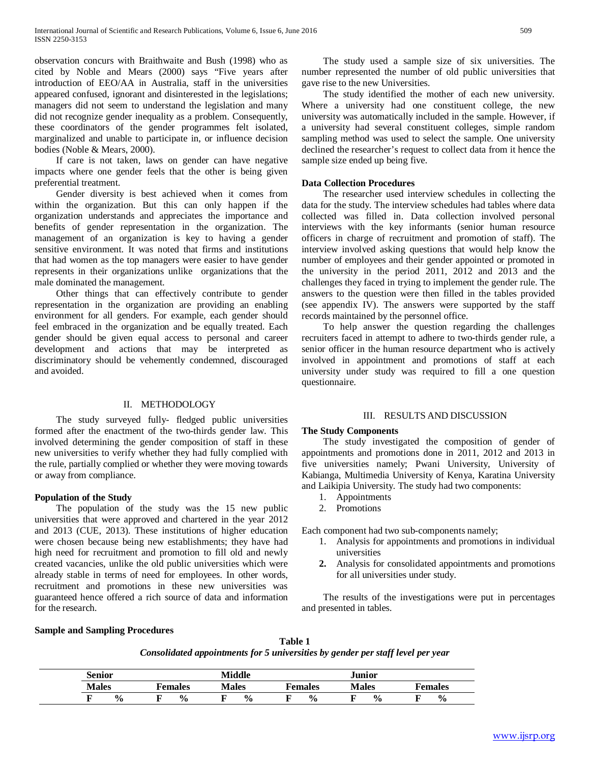observation concurs with Braithwaite and Bush (1998) who as cited by Noble and Mears (2000) says "Five years after introduction of EEO/AA in Australia, staff in the universities appeared confused, ignorant and disinterested in the legislations; managers did not seem to understand the legislation and many did not recognize gender inequality as a problem. Consequently, these coordinators of the gender programmes felt isolated, marginalized and unable to participate in, or influence decision bodies (Noble & Mears, 2000).

If care is not taken, laws on gender can have negative impacts where one gender feels that the other is being given preferential treatment.

Gender diversity is best achieved when it comes from within the organization. But this can only happen if the organization understands and appreciates the importance and benefits of gender representation in the organization. The management of an organization is key to having a gender sensitive environment. It was noted that firms and institutions that had women as the top managers were easier to have gender represents in their organizations unlike organizations that the male dominated the management.

Other things that can effectively contribute to gender representation in the organization are providing an enabling environment for all genders. For example, each gender should feel embraced in the organization and be equally treated. Each gender should be given equal access to personal and career development and actions that may be interpreted as discriminatory should be vehemently condemned, discouraged and avoided.

## II. METHODOLOGY

The study surveyed fully- fledged public universities formed after the enactment of the two-thirds gender law. This involved determining the gender composition of staff in these new universities to verify whether they had fully complied with the rule, partially complied or whether they were moving towards or away from compliance.

**Population of the Study**

The population of the study was the 15 new public universities that were approved and chartered in the year 2012 and 2013 (CUE, 2013). These institutions of higher education were chosen because being new establishments; they have had high need for recruitment and promotion to fill old and newly created vacancies, unlike the old public universities which were already stable in terms of need for employees. In other words, recruitment and promotions in these new universities was guaranteed hence offered a rich source of data and information for the research.

**Sample and Sampling Procedures**

The study used a sample size of six universities. The number represented the number of old public universities that gave rise to the new Universities.

The study identified the mother of each new university. Where a university had one constituent college, the new university was automatically included in the sample. However, if a university had several constituent colleges, simple random sampling method was used to select the sample. One university declined the researcher's request to collect data from it hence the sample size ended up being five.

**Data Collection Procedures**

The researcher used interview schedules in collecting the data for the study. The interview schedules had tables where data collected was filled in. Data collection involved personal interviews with the key informants (senior human resource officers in charge of recruitment and promotion of staff). The interview involved asking questions that would help know the number of employees and their gender appointed or promoted in the university in the period 2011, 2012 and 2013 and the challenges they faced in trying to implement the gender rule. The answers to the question were then filled in the tables provided (see appendix IV). The answers were supported by the staff records maintained by the personnel office.

To help answer the question regarding the challenges recruiters faced in attempt to adhere to two-thirds gender rule, a senior officer in the human resource department who is actively involved in appointment and promotions of staff at each university under study was required to fill a one question questionnaire.

## III. RESULTS AND DISCUSSION

**The Study Components**

The study investigated the composition of gender of appointments and promotions done in 2011, 2012 and 2013 in five universities namely; Pwani University, University of Kabianga, Multimedia University of Kenya, Karatina University and Laikipia University. The study had two components:

1. Appointments
2. Promotions

Each component had two sub-components namely;

1. Analysis for appointments and promotions in individual universities
2. Analysis for consolidated appointments and promotions for all universities under study.

The results of the investigations were put in percentages and presented in tables.

**Table 1**

***Consolidated appointments for 5 universities by gender per staff level per year***

| Senior | | | | Middle | | | | Junior | | | |
|---|---|---|---|---|---|---|---|---|---|---|---|
| Males | | Females | | Males | | Females | | Males | | Females | |
| F | % | F | % | F | % | F | % | F | % | F | % |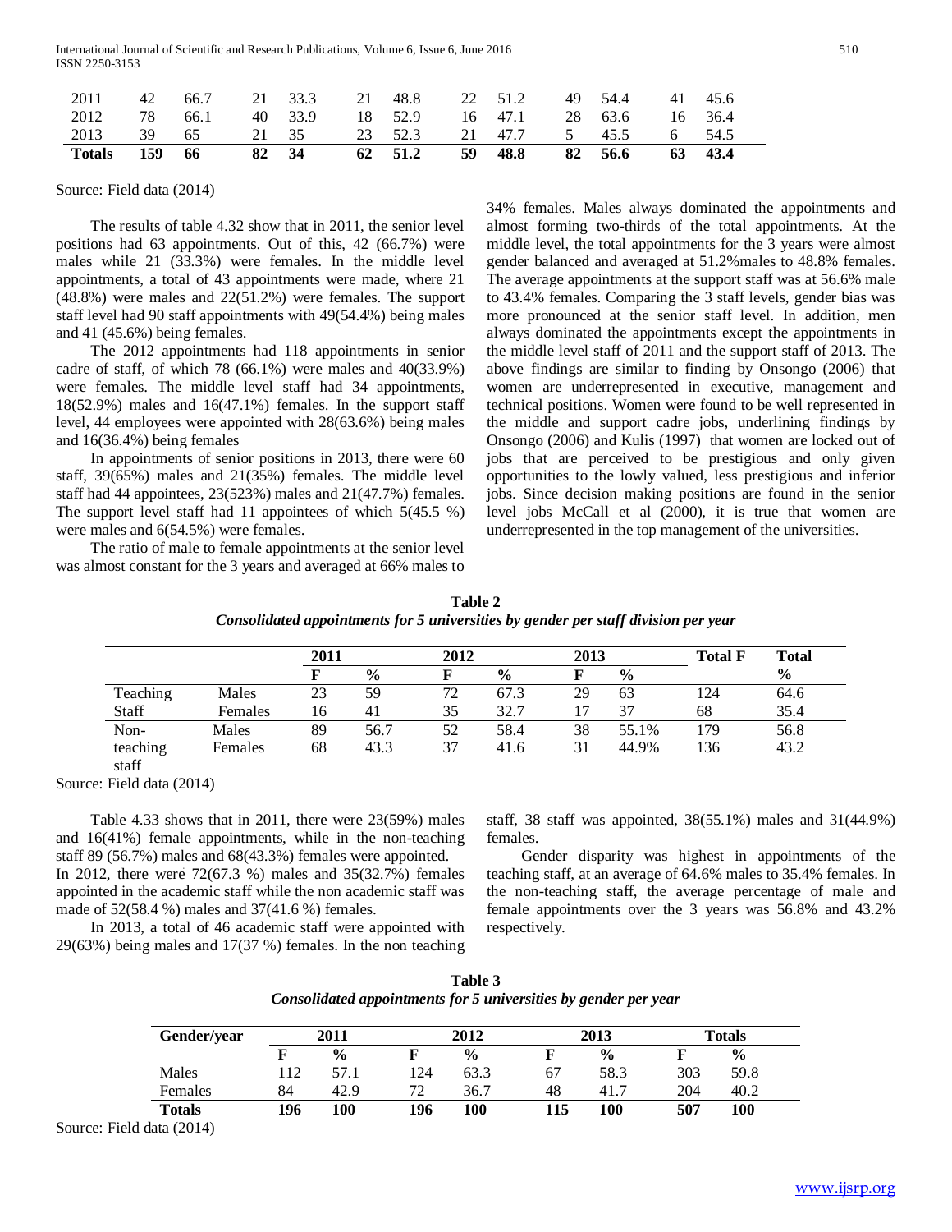| 2011 | 42 | 66.7 | 21 | 33.3 | 21 | 48.8 | 22 | 51.2 | 49 | 54.4 | 41 | 45.6 |
|---|---|---|---|---|---|---|---|---|---|---|---|---|
| 2012 | 78 | 66.1 | 40 | 33.9 | 18 | 52.9 | 16 | 47.1 | 28 | 63.6 | 16 | 36.4 |
| 2013 | 39 | 65 | 21 | 35 | 23 | 52.3 | 21 | 47.7 | 5 | 45.5 | 6 | 54.5 |
| **Totals** | **159** | **66** | **82** | **34** | **62** | **51.2** | **59** | **48.8** | **82** | **56.6** | **63** | **43.4** |

Source: Field data (2014)

The results of table 4.32 show that in 2011, the senior level positions had 63 appointments. Out of this, 42 (66.7%) were males while 21 (33.3%) were females. In the middle level appointments, a total of 43 appointments were made, where 21 (48.8%) were males and 22(51.2%) were females. The support staff level had 90 staff appointments with 49(54.4%) being males and 41 (45.6%) being females.

The 2012 appointments had 118 appointments in senior cadre of staff, of which 78 (66.1%) were males and 40(33.9%) were females. The middle level staff had 34 appointments, 18(52.9%) males and 16(47.1%) females. In the support staff level, 44 employees were appointed with 28(63.6%) being males and 16(36.4%) being females

In appointments of senior positions in 2013, there were 60 staff, 39(65%) males and 21(35%) females. The middle level staff had 44 appointees, 23(523%) males and 21(47.7%) females. The support level staff had 11 appointees of which 5(45.5 %) were males and 6(54.5%) were females.

The ratio of male to female appointments at the senior level was almost constant for the 3 years and averaged at 66% males to 34% females. Males always dominated the appointments and almost forming two-thirds of the total appointments. At the middle level, the total appointments for the 3 years were almost gender balanced and averaged at 51.2%males to 48.8% females. The average appointments at the support staff was at 56.6% male to 43.4% females. Comparing the 3 staff levels, gender bias was more pronounced at the senior staff level. In addition, men always dominated the appointments except the appointments in the middle level staff of 2011 and the support staff of 2013. The above findings are similar to finding by Onsongo (2006) that women are underrepresented in executive, management and technical positions. Women were found to be well represented in the middle and support cadre jobs, underlining findings by Onsongo (2006) and Kulis (1997) that women are locked out of jobs that are perceived to be prestigious and only given opportunities to the lowly valued, less prestigious and inferior jobs. Since decision making positions are found in the senior level jobs McCall et al (2000), it is true that women are underrepresented in the top management of the universities.

**Table 2**

***Consolidated appointments for 5 universities by gender per staff division per year***

| | | 2011 | | 2012 | | 2013 | | Total F | Total |
|---|---|---|---|---|---|---|---|---|---|
| | | F | % | F | % | F | % | | % |
| Teaching Staff | Males | 23 | 59 | 72 | 67.3 | 29 | 63 | 124 | 64.6 |
| | Females | 16 | 41 | 35 | 32.7 | 17 | 37 | 68 | 35.4 |
| Non-teaching staff | Males | 89 | 56.7 | 52 | 58.4 | 38 | 55.1% | 179 | 56.8 |
| | Females | 68 | 43.3 | 37 | 41.6 | 31 | 44.9% | 136 | 43.2 |

Source: Field data (2014)

Table 4.33 shows that in 2011, there were 23(59%) males and 16(41%) female appointments, while in the non-teaching staff 89 (56.7%) males and 68(43.3%) females were appointed. In 2012, there were 72(67.3 %) males and 35(32.7%) females appointed in the academic staff while the non academic staff was made of 52(58.4 %) males and 37(41.6 %) females.

In 2013, a total of 46 academic staff were appointed with 29(63%) being males and 17(37 %) females. In the non teaching staff, 38 staff was appointed, 38(55.1%) males and 31(44.9%) females.

Gender disparity was highest in appointments of the teaching staff, at an average of 64.6% males to 35.4% females. In the non-teaching staff, the average percentage of male and female appointments over the 3 years was 56.8% and 43.2% respectively.

**Table 3**

***Consolidated appointments for 5 universities by gender per year***

| Gender/year | 2011 | | 2012 | | 2013 | | Totals | |
|---|---|---|---|---|---|---|---|---|
| | F | % | F | % | F | % | F | % |
| Males | 112 | 57.1 | 124 | 63.3 | 67 | 58.3 | 303 | 59.8 |
| Females | 84 | 42.9 | 72 | 36.7 | 48 | 41.7 | 204 | 40.2 |
| **Totals** | **196** | **100** | **196** | **100** | **115** | **100** | **507** | **100** |

Source: Field data (2014)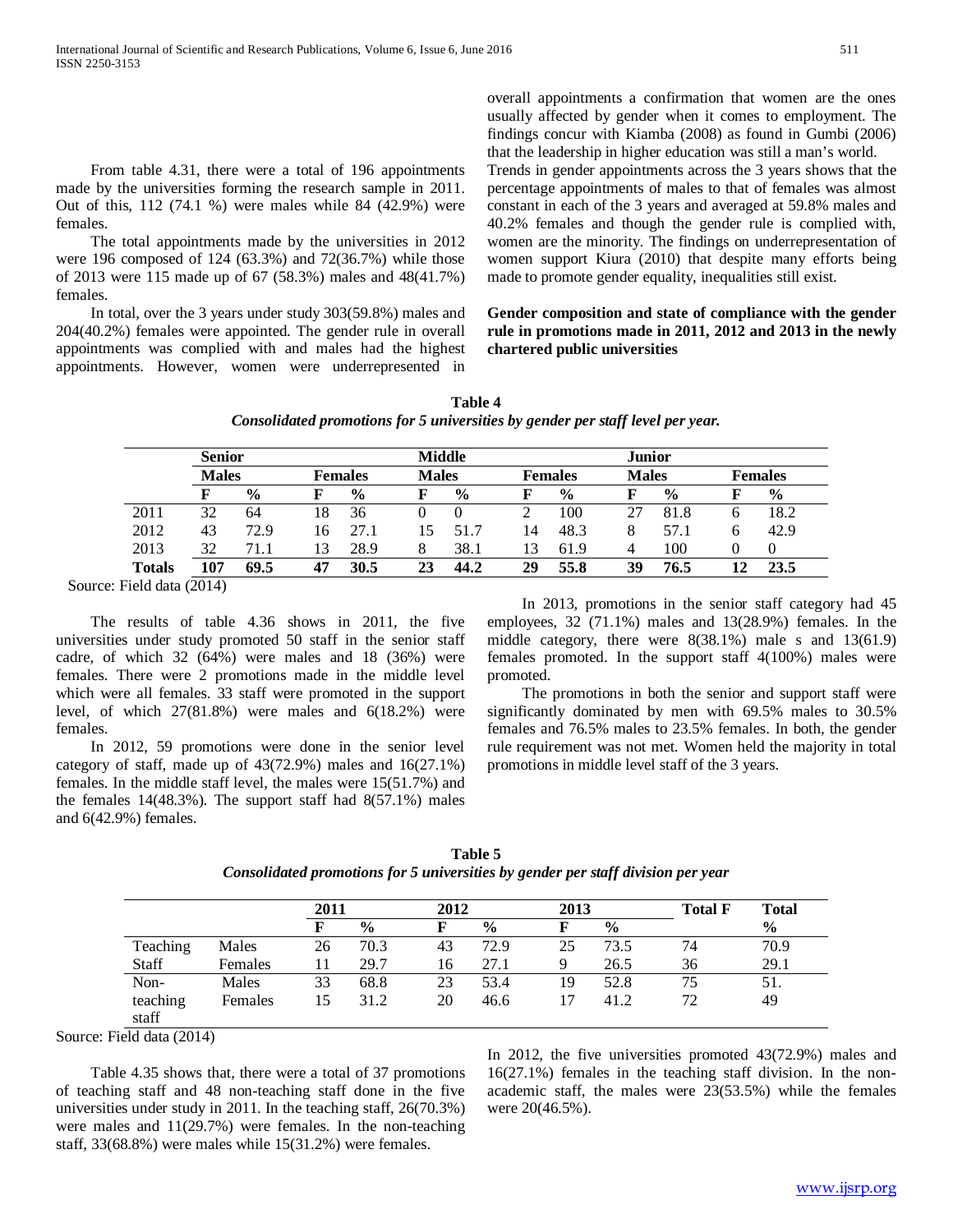From table 4.31, there were a total of 196 appointments made by the universities forming the research sample in 2011. Out of this, 112 (74.1 %) were males while 84 (42.9%) were females.

The total appointments made by the universities in 2012 were 196 composed of 124 (63.3%) and 72(36.7%) while those of 2013 were 115 made up of 67 (58.3%) males and 48(41.7%) females.

In total, over the 3 years under study 303(59.8%) males and 204(40.2%) females were appointed. The gender rule in overall appointments was complied with and males had the highest appointments. However, women were underrepresented in overall appointments a confirmation that women are the ones usually affected by gender when it comes to employment. The findings concur with Kiamba (2008) as found in Gumbi (2006) that the leadership in higher education was still a man's world. Trends in gender appointments across the 3 years shows that the percentage appointments of males to that of females was almost constant in each of the 3 years and averaged at 59.8% males and 40.2% females and though the gender rule is complied with, women are the minority. The findings on underrepresentation of women support Kiura (2010) that despite many efforts being made to promote gender equality, inequalities still exist.

**Gender composition and state of compliance with the gender rule in promotions made in 2011, 2012 and 2013 in the newly chartered public universities**

**Table 4**
*Consolidated promotions for 5 universities by gender per staff level per year.*

| | Senior | | | | Middle | | | | Junior | | | |
|---|---|---|---|---|---|---|---|---|---|---|---|---|
| | Males | | Females | | Males | | Females | | Males | | Females | |
| | F | % | F | % | F | % | F | % | F | % | F | % |
| 2011 | 32 | 64 | 18 | 36 | 0 | 0 | 2 | 100 | 27 | 81.8 | 6 | 18.2 |
| 2012 | 43 | 72.9 | 16 | 27.1 | 15 | 51.7 | 14 | 48.3 | 8 | 57.1 | 6 | 42.9 |
| 2013 | 32 | 71.1 | 13 | 28.9 | 8 | 38.1 | 13 | 61.9 | 4 | 100 | 0 | 0 |
| **Totals** | **107** | **69.5** | **47** | **30.5** | **23** | **44.2** | **29** | **55.8** | **39** | **76.5** | **12** | **23.5** |

Source: Field data (2014)

The results of table 4.36 shows in 2011, the five universities under study promoted 50 staff in the senior staff cadre, of which 32 (64%) were males and 18 (36%) were females. There were 2 promotions made in the middle level which were all females. 33 staff were promoted in the support level, of which 27(81.8%) were males and 6(18.2%) were females.

In 2012, 59 promotions were done in the senior level category of staff, made up of 43(72.9%) males and 16(27.1%) females. In the middle staff level, the males were 15(51.7%) and the females 14(48.3%). The support staff had 8(57.1%) males and 6(42.9%) females.

In 2013, promotions in the senior staff category had 45 employees, 32 (71.1%) males and 13(28.9%) females. In the middle category, there were 8(38.1%) male s and 13(61.9) females promoted. In the support staff 4(100%) males were promoted.

The promotions in both the senior and support staff were significantly dominated by men with 69.5% males to 30.5% females and 76.5% males to 23.5% females. In both, the gender rule requirement was not met. Women held the majority in total promotions in middle level staff of the 3 years.

**Table 5**
*Consolidated promotions for 5 universities by gender per staff division per year*

| | | 2011 | | 2012 | | 2013 | | Total F | Total |
|---|---|---|---|---|---|---|---|---|---|
| | | F | % | F | % | F | % | | % |
| Teaching Staff | Males | 26 | 70.3 | 43 | 72.9 | 25 | 73.5 | 74 | 70.9 |
| | Females | 11 | 29.7 | 16 | 27.1 | 9 | 26.5 | 36 | 29.1 |
| Non-teaching staff | Males | 33 | 68.8 | 23 | 53.4 | 19 | 52.8 | 75 | 51. |
| | Females | 15 | 31.2 | 20 | 46.6 | 17 | 41.2 | 72 | 49 |

Source: Field data (2014)

Table 4.35 shows that, there were a total of 37 promotions of teaching staff and 48 non-teaching staff done in the five universities under study in 2011. In the teaching staff, 26(70.3%) were males and 11(29.7%) were females. In the non-teaching staff, 33(68.8%) were males while 15(31.2%) were females.

In 2012, the five universities promoted 43(72.9%) males and 16(27.1%) females in the teaching staff division. In the non-academic staff, the males were 23(53.5%) while the females were 20(46.5%).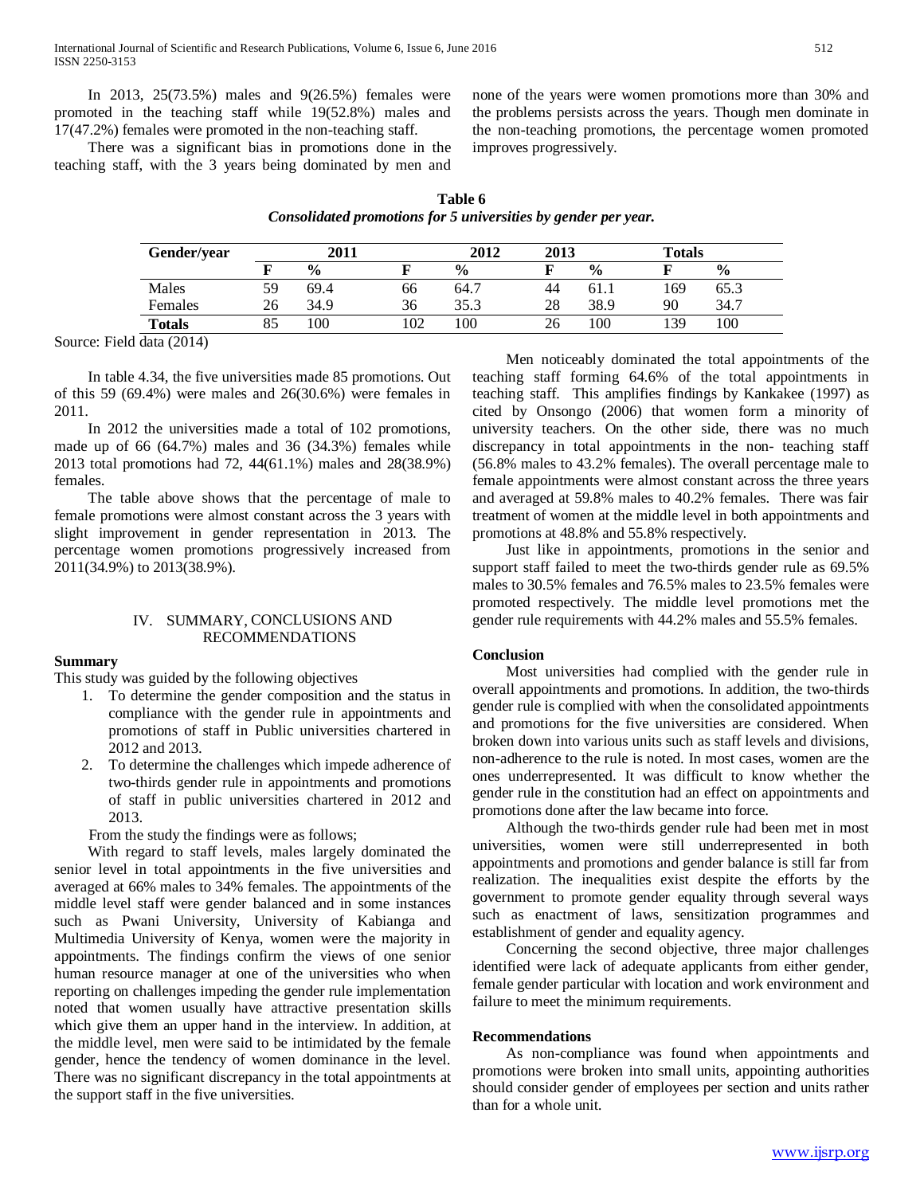In 2013, 25(73.5%) males and 9(26.5%) females were promoted in the teaching staff while 19(52.8%) males and 17(47.2%) females were promoted in the non-teaching staff.

There was a significant bias in promotions done in the teaching staff, with the 3 years being dominated by men and none of the years were women promotions more than 30% and the problems persists across the years. Though men dominate in the non-teaching promotions, the percentage women promoted improves progressively.

**Table 6**
***Consolidated promotions for 5 universities by gender per year.***

| Gender/year | 2011 | | 2012 | | 2013 | | Totals | |
|---|---|---|---|---|---|---|---|---|
| | F | % | F | % | F | % | F | % |
| Males | 59 | 69.4 | 66 | 64.7 | 44 | 61.1 | 169 | 65.3 |
| Females | 26 | 34.9 | 36 | 35.3 | 28 | 38.9 | 90 | 34.7 |
| **Totals** | 85 | 100 | 102 | 100 | 26 | 100 | 139 | 100 |

Source: Field data (2014)

In table 4.34, the five universities made 85 promotions. Out of this 59 (69.4%) were males and 26(30.6%) were females in 2011.

In 2012 the universities made a total of 102 promotions, made up of 66 (64.7%) males and 36 (34.3%) females while 2013 total promotions had 72, 44(61.1%) males and 28(38.9%) females.

The table above shows that the percentage of male to female promotions were almost constant across the 3 years with slight improvement in gender representation in 2013. The percentage women promotions progressively increased from 2011(34.9%) to 2013(38.9%).

## IV. SUMMARY, CONCLUSIONS AND RECOMMENDATIONS

### Summary

This study was guided by the following objectives

1. To determine the gender composition and the status in compliance with the gender rule in appointments and promotions of staff in Public universities chartered in 2012 and 2013.
2. To determine the challenges which impede adherence of two-thirds gender rule in appointments and promotions of staff in public universities chartered in 2012 and 2013.

From the study the findings were as follows;

With regard to staff levels, males largely dominated the senior level in total appointments in the five universities and averaged at 66% males to 34% females. The appointments of the middle level staff were gender balanced and in some instances such as Pwani University, University of Kabianga and Multimedia University of Kenya, women were the majority in appointments. The findings confirm the views of one senior human resource manager at one of the universities who when reporting on challenges impeding the gender rule implementation noted that women usually have attractive presentation skills which give them an upper hand in the interview. In addition, at the middle level, men were said to be intimidated by the female gender, hence the tendency of women dominance in the level. There was no significant discrepancy in the total appointments at the support staff in the five universities.

Men noticeably dominated the total appointments of the teaching staff forming 64.6% of the total appointments in teaching staff. This amplifies findings by Kankakee (1997) as cited by Onsongo (2006) that women form a minority of university teachers. On the other side, there was no much discrepancy in total appointments in the non- teaching staff (56.8% males to 43.2% females). The overall percentage male to female appointments were almost constant across the three years and averaged at 59.8% males to 40.2% females. There was fair treatment of women at the middle level in both appointments and promotions at 48.8% and 55.8% respectively.

Just like in appointments, promotions in the senior and support staff failed to meet the two-thirds gender rule as 69.5% males to 30.5% females and 76.5% males to 23.5% females were promoted respectively. The middle level promotions met the gender rule requirements with 44.2% males and 55.5% females.

### Conclusion

Most universities had complied with the gender rule in overall appointments and promotions. In addition, the two-thirds gender rule is complied with when the consolidated appointments and promotions for the five universities are considered. When broken down into various units such as staff levels and divisions, non-adherence to the rule is noted. In most cases, women are the ones underrepresented. It was difficult to know whether the gender rule in the constitution had an effect on appointments and promotions done after the law became into force.

Although the two-thirds gender rule had been met in most universities, women were still underrepresented in both appointments and promotions and gender balance is still far from realization. The inequalities exist despite the efforts by the government to promote gender equality through several ways such as enactment of laws, sensitization programmes and establishment of gender and equality agency.

Concerning the second objective, three major challenges identified were lack of adequate applicants from either gender, female gender particular with location and work environment and failure to meet the minimum requirements.

### Recommendations

As non-compliance was found when appointments and promotions were broken into small units, appointing authorities should consider gender of employees per section and units rather than for a whole unit.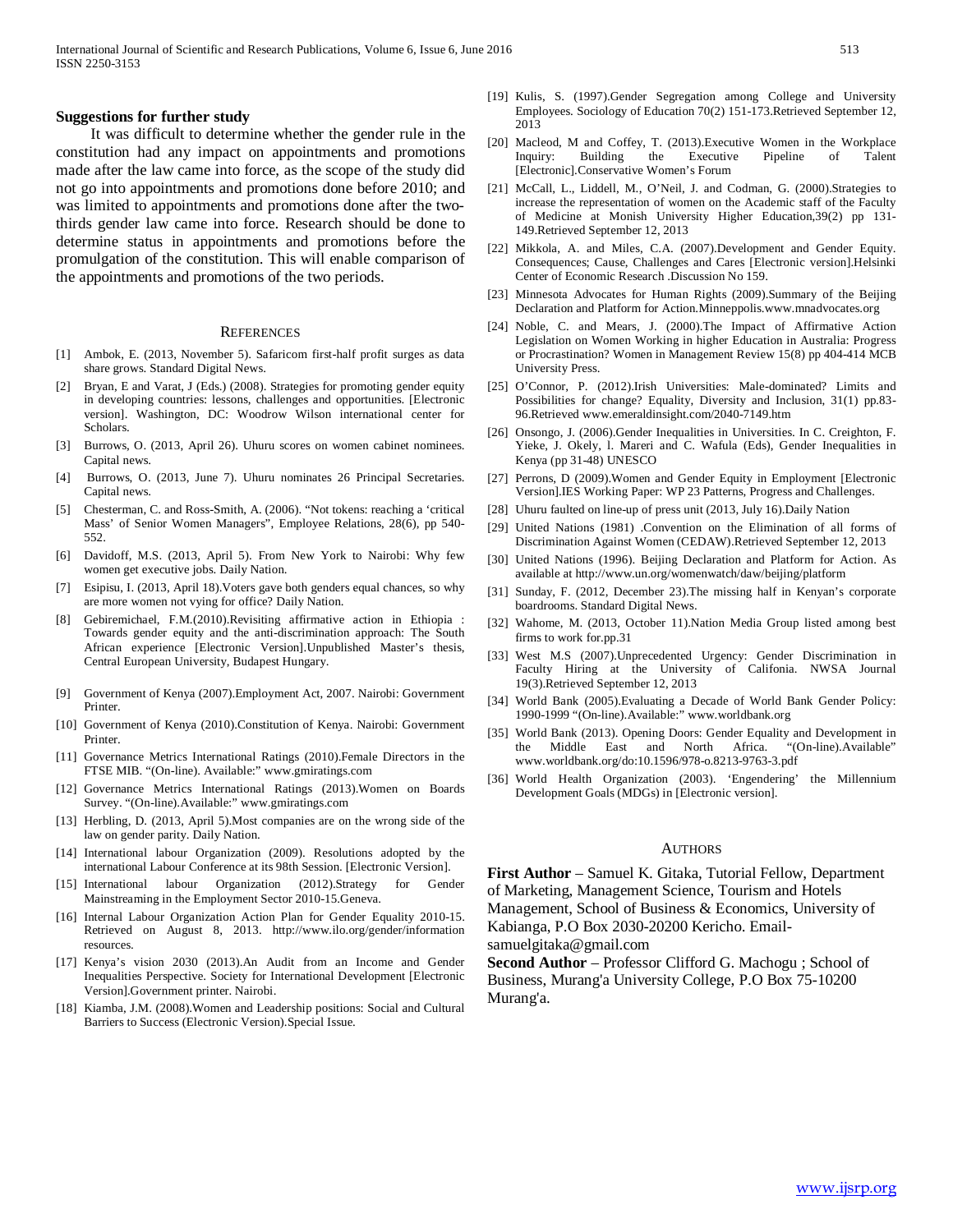### Suggestions for further study

It was difficult to determine whether the gender rule in the constitution had any impact on appointments and promotions made after the law came into force, as the scope of the study did not go into appointments and promotions done before 2010; and was limited to appointments and promotions done after the two-thirds gender law came into force. Research should be done to determine status in appointments and promotions before the promulgation of the constitution. This will enable comparison of the appointments and promotions of the two periods.

## REFERENCES

[1] Ambok, E. (2013, November 5). Safaricom first-half profit surges as data share grows. Standard Digital News.

[2] Bryan, E and Varat, J (Eds.) (2008). Strategies for promoting gender equity in developing countries: lessons, challenges and opportunities. [Electronic version]. Washington, DC: Woodrow Wilson international center for Scholars.

[3] Burrows, O. (2013, April 26). Uhuru scores on women cabinet nominees. Capital news.

[4] Burrows, O. (2013, June 7). Uhuru nominates 26 Principal Secretaries. Capital news.

[5] Chesterman, C. and Ross-Smith, A. (2006). "Not tokens: reaching a 'critical Mass' of Senior Women Managers", Employee Relations, 28(6), pp 540-552.

[6] Davidoff, M.S. (2013, April 5). From New York to Nairobi: Why few women get executive jobs. Daily Nation.

[7] Esipisu, I. (2013, April 18).Voters gave both genders equal chances, so why are more women not vying for office? Daily Nation.

[8] Gebiremichael, F.M.(2010).Revisiting affirmative action in Ethiopia : Towards gender equity and the anti-discrimination approach: The South African experience [Electronic Version].Unpublished Master's thesis, Central European University, Budapest Hungary.

[9] Government of Kenya (2007).Employment Act, 2007. Nairobi: Government Printer.

[10] Government of Kenya (2010).Constitution of Kenya. Nairobi: Government Printer.

[11] Governance Metrics International Ratings (2010).Female Directors in the FTSE MIB. "(On-line). Available:" www.gmiratings.com

[12] Governance Metrics International Ratings (2013).Women on Boards Survey. "(On-line).Available:" www.gmiratings.com

[13] Herbling, D. (2013, April 5).Most companies are on the wrong side of the law on gender parity. Daily Nation.

[14] International labour Organization (2009). Resolutions adopted by the international Labour Conference at its 98th Session. [Electronic Version].

[15] International labour Organization (2012).Strategy for Gender Mainstreaming in the Employment Sector 2010-15.Geneva.

[16] Internal Labour Organization Action Plan for Gender Equality 2010-15. Retrieved on August 8, 2013. http://www.ilo.org/gender/information resources.

[17] Kenya's vision 2030 (2013).An Audit from an Income and Gender Inequalities Perspective. Society for International Development [Electronic Version].Government printer. Nairobi.

[18] Kiamba, J.M. (2008).Women and Leadership positions: Social and Cultural Barriers to Success (Electronic Version).Special Issue.

[19] Kulis, S. (1997).Gender Segregation among College and University Employees. Sociology of Education 70(2) 151-173.Retrieved September 12, 2013

[20] Macleod, M and Coffey, T. (2013).Executive Women in the Workplace Inquiry: Building the Executive Pipeline of Talent [Electronic].Conservative Women's Forum

[21] McCall, L., Liddell, M., O'Neil, J. and Codman, G. (2000).Strategies to increase the representation of women on the Academic staff of the Faculty of Medicine at Monish University Higher Education,39(2) pp 131-149.Retrieved September 12, 2013

[22] Mikkola, A. and Miles, C.A. (2007).Development and Gender Equity. Consequences; Cause, Challenges and Cares [Electronic version].Helsinki Center of Economic Research .Discussion No 159.

[23] Minnesota Advocates for Human Rights (2009).Summary of the Beijing Declaration and Platform for Action.Minneppolis.www.mnadvocates.org

[24] Noble, C. and Mears, J. (2000).The Impact of Affirmative Action Legislation on Women Working in higher Education in Australia: Progress or Procrastination? Women in Management Review 15(8) pp 404-414 MCB University Press.

[25] O'Connor, P. (2012).Irish Universities: Male-dominated? Limits and Possibilities for change? Equality, Diversity and Inclusion, 31(1) pp.83-96.Retrieved www.emeraldinsight.com/2040-7149.htm

[26] Onsongo, J. (2006).Gender Inequalities in Universities. In C. Creighton, F. Yieke, J. Okely, l. Mareri and C. Wafula (Eds), Gender Inequalities in Kenya (pp 31-48) UNESCO

[27] Perrons, D (2009).Women and Gender Equity in Employment [Electronic Version].IES Working Paper: WP 23 Patterns, Progress and Challenges.

[28] Uhuru faulted on line-up of press unit (2013, July 16).Daily Nation

[29] United Nations (1981) .Convention on the Elimination of all forms of Discrimination Against Women (CEDAW).Retrieved September 12, 2013

[30] United Nations (1996). Beijing Declaration and Platform for Action. As available at http://www.un.org/womenwatch/daw/beijing/platform

[31] Sunday, F. (2012, December 23).The missing half in Kenyan's corporate boardrooms. Standard Digital News.

[32] Wahome, M. (2013, October 11).Nation Media Group listed among best firms to work for.pp.31

[33] West M.S (2007).Unprecedented Urgency: Gender Discrimination in Faculty Hiring at the University of Califonia. NWSA Journal 19(3).Retrieved September 12, 2013

[34] World Bank (2005).Evaluating a Decade of World Bank Gender Policy: 1990-1999 "(On-line).Available:" www.worldbank.org

[35] World Bank (2013). Opening Doors: Gender Equality and Development in the Middle East and North Africa. "(On-line).Available" www.worldbank.org/do:10.1596/978-o.8213-9763-3.pdf

[36] World Health Organization (2003). 'Engendering' the Millennium Development Goals (MDGs) in [Electronic version].

## AUTHORS

**First Author** – Samuel K. Gitaka, Tutorial Fellow, Department of Marketing, Management Science, Tourism and Hotels Management, School of Business & Economics, University of Kabianga, P.O Box 2030-20200 Kericho. Email-samuelgitaka@gmail.com

**Second Author** – Professor Clifford G. Machogu ; School of Business, Murang'a University College, P.O Box 75-10200 Murang'a.